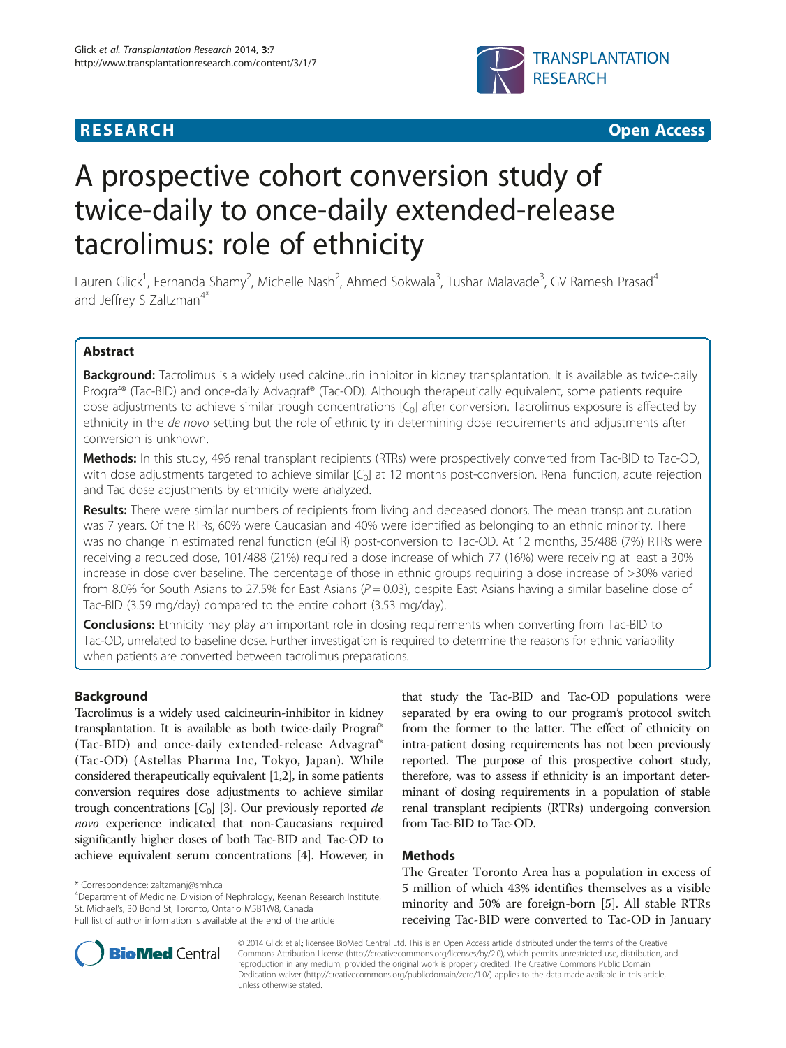**RESEARCH** **Open Access**

# A prospective cohort conversion study of twice-daily to once-daily extended-release tacrolimus: role of ethnicity

Lauren Glick[1], Fernanda Shamy[2], Michelle Nash[2], Ahmed Sokwala[3], Tushar Malavade[3], GV Ramesh Prasad[4] and Jeffrey S Zaltzman[4*]

## Abstract

**Background:** Tacrolimus is a widely used calcineurin inhibitor in kidney transplantation. It is available as twice-daily Prograf® (Tac-BID) and once-daily Advagraf® (Tac-OD). Although therapeutically equivalent, some patients require dose adjustments to achieve similar trough concentrations [$C_0$] after conversion. Tacrolimus exposure is affected by ethnicity in the *de novo* setting but the role of ethnicity in determining dose requirements and adjustments after conversion is unknown.

**Methods:** In this study, 496 renal transplant recipients (RTRs) were prospectively converted from Tac-BID to Tac-OD, with dose adjustments targeted to achieve similar [$C_0$] at 12 months post-conversion. Renal function, acute rejection and Tac dose adjustments by ethnicity were analyzed.

**Results:** There were similar numbers of recipients from living and deceased donors. The mean transplant duration was 7 years. Of the RTRs, 60% were Caucasian and 40% were identified as belonging to an ethnic minority. There was no change in estimated renal function (eGFR) post-conversion to Tac-OD. At 12 months, 35/488 (7%) RTRs were receiving a reduced dose, 101/488 (21%) required a dose increase of which 77 (16%) were receiving at least a 30% increase in dose over baseline. The percentage of those in ethnic groups requiring a dose increase of >30% varied from 8.0% for South Asians to 27.5% for East Asians ($P = 0.03$), despite East Asians having a similar baseline dose of Tac-BID (3.59 mg/day) compared to the entire cohort (3.53 mg/day).

**Conclusions:** Ethnicity may play an important role in dosing requirements when converting from Tac-BID to Tac-OD, unrelated to baseline dose. Further investigation is required to determine the reasons for ethnic variability when patients are converted between tacrolimus preparations.

## Background

Tacrolimus is a widely used calcineurin-inhibitor in kidney transplantation. It is available as both twice-daily Prograf® (Tac-BID) and once-daily extended-release Advagraf® (Tac-OD) (Astellas Pharma Inc, Tokyo, Japan). While considered therapeutically equivalent [1,2], in some patients conversion requires dose adjustments to achieve similar trough concentrations [$C_0$] [3]. Our previously reported *de novo* experience indicated that non-Caucasians required significantly higher doses of both Tac-BID and Tac-OD to achieve equivalent serum concentrations [4]. However, in that study the Tac-BID and Tac-OD populations were separated by era owing to our program's protocol switch from the former to the latter. The effect of ethnicity on intra-patient dosing requirements has not been previously reported. The purpose of this prospective cohort study, therefore, was to assess if ethnicity is an important determinant of dosing requirements in a population of stable renal transplant recipients (RTRs) undergoing conversion from Tac-BID to Tac-OD.

## Methods

The Greater Toronto Area has a population in excess of 5 million of which 43% identifies themselves as a visible minority and 50% are foreign-born [5]. All stable RTRs receiving Tac-BID were converted to Tac-OD in January

\* Correspondence: zaltzmanj@smh.ca

[4]Department of Medicine, Division of Nephrology, Keenan Research Institute, St. Michael's, 30 Bond St, Toronto, Ontario M5B1W8, Canada

Full list of author information is available at the end of the article

© 2014 Glick et al.; licensee BioMed Central Ltd. This is an Open Access article distributed under the terms of the Creative Commons Attribution License (http://creativecommons.org/licenses/by/2.0), which permits unrestricted use, distribution, and reproduction in any medium, provided the original work is properly credited. The Creative Commons Public Domain Dedication waiver (http://creativecommons.org/publicdomain/zero/1.0/) applies to the data made available in this article, unless otherwise stated.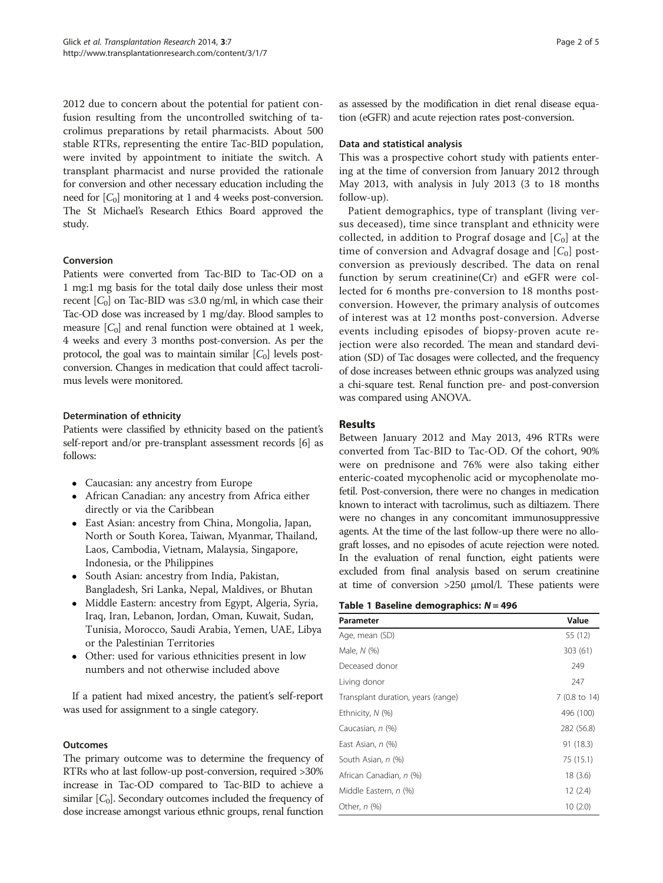2012 due to concern about the potential for patient confusion resulting from the uncontrolled switching of tacrolimus preparations by retail pharmacists. About 500 stable RTRs, representing the entire Tac-BID population, were invited by appointment to initiate the switch. A transplant pharmacist and nurse provided the rationale for conversion and other necessary education including the need for $[C_0]$ monitoring at 1 and 4 weeks post-conversion. The St Michael's Research Ethics Board approved the study.

### Conversion

Patients were converted from Tac-BID to Tac-OD on a 1 mg:1 mg basis for the total daily dose unless their most recent $[C_0]$ on Tac-BID was ≤3.0 ng/ml, in which case their Tac-OD dose was increased by 1 mg/day. Blood samples to measure $[C_0]$ and renal function were obtained at 1 week, 4 weeks and every 3 months post-conversion. As per the protocol, the goal was to maintain similar $[C_0]$ levels post-conversion. Changes in medication that could affect tacrolimus levels were monitored.

### Determination of ethnicity

Patients were classified by ethnicity based on the patient's self-report and/or pre-transplant assessment records [6] as follows:

- Caucasian: any ancestry from Europe
- African Canadian: any ancestry from Africa either directly or via the Caribbean
- East Asian: ancestry from China, Mongolia, Japan, North or South Korea, Taiwan, Myanmar, Thailand, Laos, Cambodia, Vietnam, Malaysia, Singapore, Indonesia, or the Philippines
- South Asian: ancestry from India, Pakistan, Bangladesh, Sri Lanka, Nepal, Maldives, or Bhutan
- Middle Eastern: ancestry from Egypt, Algeria, Syria, Iraq, Iran, Lebanon, Jordan, Oman, Kuwait, Sudan, Tunisia, Morocco, Saudi Arabia, Yemen, UAE, Libya or the Palestinian Territories
- Other: used for various ethnicities present in low numbers and not otherwise included above

If a patient had mixed ancestry, the patient's self-report was used for assignment to a single category.

### Outcomes

The primary outcome was to determine the frequency of RTRs who at last follow-up post-conversion, required >30% increase in Tac-OD compared to Tac-BID to achieve a similar $[C_0]$. Secondary outcomes included the frequency of dose increase amongst various ethnic groups, renal function as assessed by the modification in diet renal disease equation (eGFR) and acute rejection rates post-conversion.

### Data and statistical analysis

This was a prospective cohort study with patients entering at the time of conversion from January 2012 through May 2013, with analysis in July 2013 (3 to 18 months follow-up).

Patient demographics, type of transplant (living versus deceased), time since transplant and ethnicity were collected, in addition to Prograf dosage and $[C_0]$ at the time of conversion and Advagraf dosage and $[C_0]$ post-conversion as previously described. The data on renal function by serum creatinine(Cr) and eGFR were collected for 6 months pre-conversion to 18 months post-conversion. However, the primary analysis of outcomes of interest was at 12 months post-conversion. Adverse events including episodes of biopsy-proven acute rejection were also recorded. The mean and standard deviation (SD) of Tac dosages were collected, and the frequency of dose increases between ethnic groups was analyzed using a chi-square test. Renal function pre- and post-conversion was compared using ANOVA.

## Results

Between January 2012 and May 2013, 496 RTRs were converted from Tac-BID to Tac-OD. Of the cohort, 90% were on prednisone and 76% were also taking either enteric-coated mycophenolic acid or mycophenolate mofetil. Post-conversion, there were no changes in medication known to interact with tacrolimus, such as diltiazem. There were no changes in any concomitant immunosuppressive agents. At the time of the last follow-up there were no allograft losses, and no episodes of acute rejection were noted. In the evaluation of renal function, eight patients were excluded from final analysis based on serum creatinine at time of conversion >250 μmol/l. These patients were

**Table 1 Baseline demographics: $N = 496$**

| Parameter | Value |
|---|---|
| Age, mean (SD) | 55 (12) |
| Male, *N* (%) | 303 (61) |
| Deceased donor | 249 |
| Living donor | 247 |
| Transplant duration, years (range) | 7 (0.8 to 14) |
| Ethnicity, *N* (%) | 496 (100) |
| Caucasian, *n* (%) | 282 (56.8) |
| East Asian, *n* (%) | 91 (18.3) |
| South Asian, *n* (%) | 75 (15.1) |
| African Canadian, *n* (%) | 18 (3.6) |
| Middle Eastern, *n* (%) | 12 (2.4) |
| Other, *n* (%) | 10 (2.0) |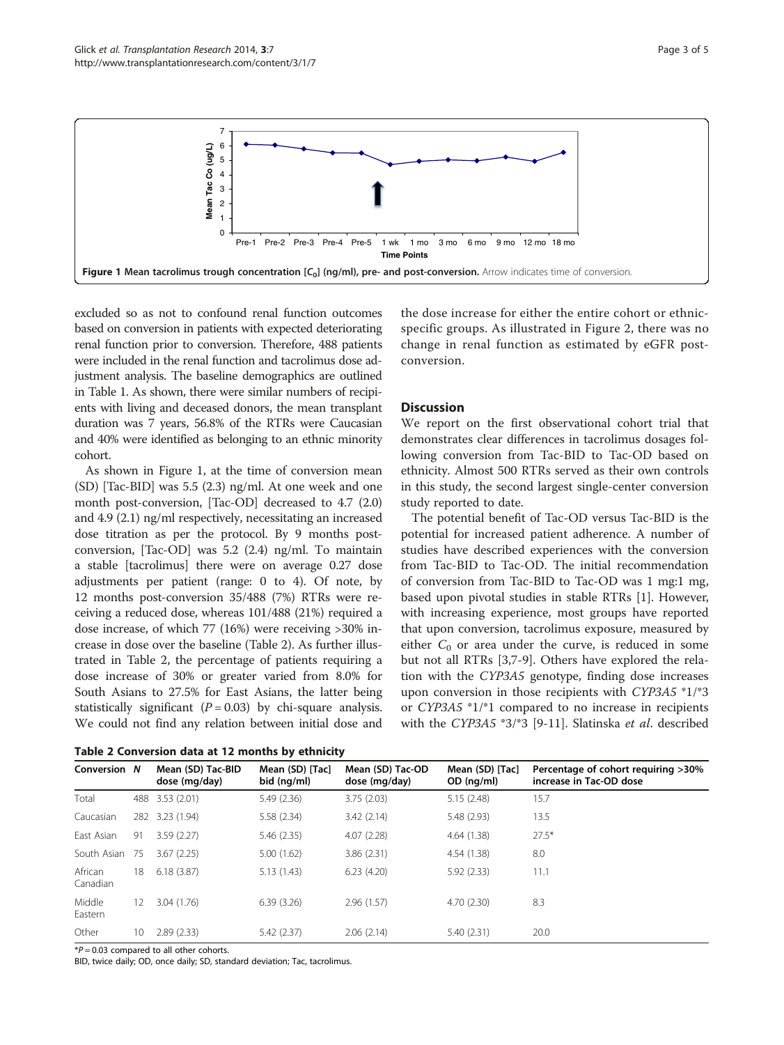Figure 1 Mean tacrolimus trough concentration [$C_0$] (ng/ml), pre- and post-conversion. Arrow indicates time of conversion.

excluded so as not to confound renal function outcomes based on conversion in patients with expected deteriorating renal function prior to conversion. Therefore, 488 patients were included in the renal function and tacrolimus dose adjustment analysis. The baseline demographics are outlined in Table 1. As shown, there were similar numbers of recipients with living and deceased donors, the mean transplant duration was 7 years, 56.8% of the RTRs were Caucasian and 40% were identified as belonging to an ethnic minority cohort.

As shown in Figure 1, at the time of conversion mean (SD) [Tac-BID] was 5.5 (2.3) ng/ml. At one week and one month post-conversion, [Tac-OD] decreased to 4.7 (2.0) and 4.9 (2.1) ng/ml respectively, necessitating an increased dose titration as per the protocol. By 9 months post-conversion, [Tac-OD] was 5.2 (2.4) ng/ml. To maintain a stable [tacrolimus] there were on average 0.27 dose adjustments per patient (range: 0 to 4). Of note, by 12 months post-conversion 35/488 (7%) RTRs were receiving a reduced dose, whereas 101/488 (21%) required a dose increase, of which 77 (16%) were receiving >30% increase in dose over the baseline (Table 2). As further illustrated in Table 2, the percentage of patients requiring a dose increase of 30% or greater varied from 8.0% for South Asians to 27.5% for East Asians, the latter being statistically significant ($P = 0.03$) by chi-square analysis. We could not find any relation between initial dose and the dose increase for either the entire cohort or ethnic-specific groups. As illustrated in Figure 2, there was no change in renal function as estimated by eGFR post-conversion.

## Discussion

We report on the first observational cohort trial that demonstrates clear differences in tacrolimus dosages following conversion from Tac-BID to Tac-OD based on ethnicity. Almost 500 RTRs served as their own controls in this study, the second largest single-center conversion study reported to date.

The potential benefit of Tac-OD versus Tac-BID is the potential for increased patient adherence. A number of studies have described experiences with the conversion from Tac-BID to Tac-OD. The initial recommendation of conversion from Tac-BID to Tac-OD was 1 mg:1 mg, based upon pivotal studies in stable RTRs [1]. However, with increasing experience, most groups have reported that upon conversion, tacrolimus exposure, measured by either $C_0$ or area under the curve, is reduced in some but not all RTRs [3,7-9]. Others have explored the relation with the *CYP3A5* genotype, finding dose increases upon conversion in those recipients with *CYP3A5* *1/*3 or *CYP3A5* *1/*1 compared to no increase in recipients with the *CYP3A5* *3/*3 [9-11]. Slatinska *et al*. described

**Table 2 Conversion data at 12 months by ethnicity**

| Conversion | N | Mean (SD) Tac-BID dose (mg/day) | Mean (SD) [Tac] bid (ng/ml) | Mean (SD) Tac-OD dose (mg/day) | Mean (SD) [Tac] OD (ng/ml) | Percentage of cohort requiring >30% increase in Tac-OD dose |
|---|---|---|---|---|---|---|
| Total | 488 | 3.53 (2.01) | 5.49 (2.36) | 3.75 (2.03) | 5.15 (2.48) | 15.7 |
| Caucasian | 282 | 3.23 (1.94) | 5.58 (2.34) | 3.42 (2.14) | 5.48 (2.93) | 13.5 |
| East Asian | 91 | 3.59 (2.27) | 5.46 (2.35) | 4.07 (2.28) | 4.64 (1.38) | 27.5* |
| South Asian | 75 | 3.67 (2.25) | 5.00 (1.62) | 3.86 (2.31) | 4.54 (1.38) | 8.0 |
| African Canadian | 18 | 6.18 (3.87) | 5.13 (1.43) | 6.23 (4.20) | 5.92 (2.33) | 11.1 |
| Middle Eastern | 12 | 3.04 (1.76) | 6.39 (3.26) | 2.96 (1.57) | 4.70 (2.30) | 8.3 |
| Other | 10 | 2.89 (2.33) | 5.42 (2.37) | 2.06 (2.14) | 5.40 (2.31) | 20.0 |

*$P = 0.03$ compared to all other cohorts.

BID, twice daily; OD, once daily; SD, standard deviation; Tac, tacrolimus.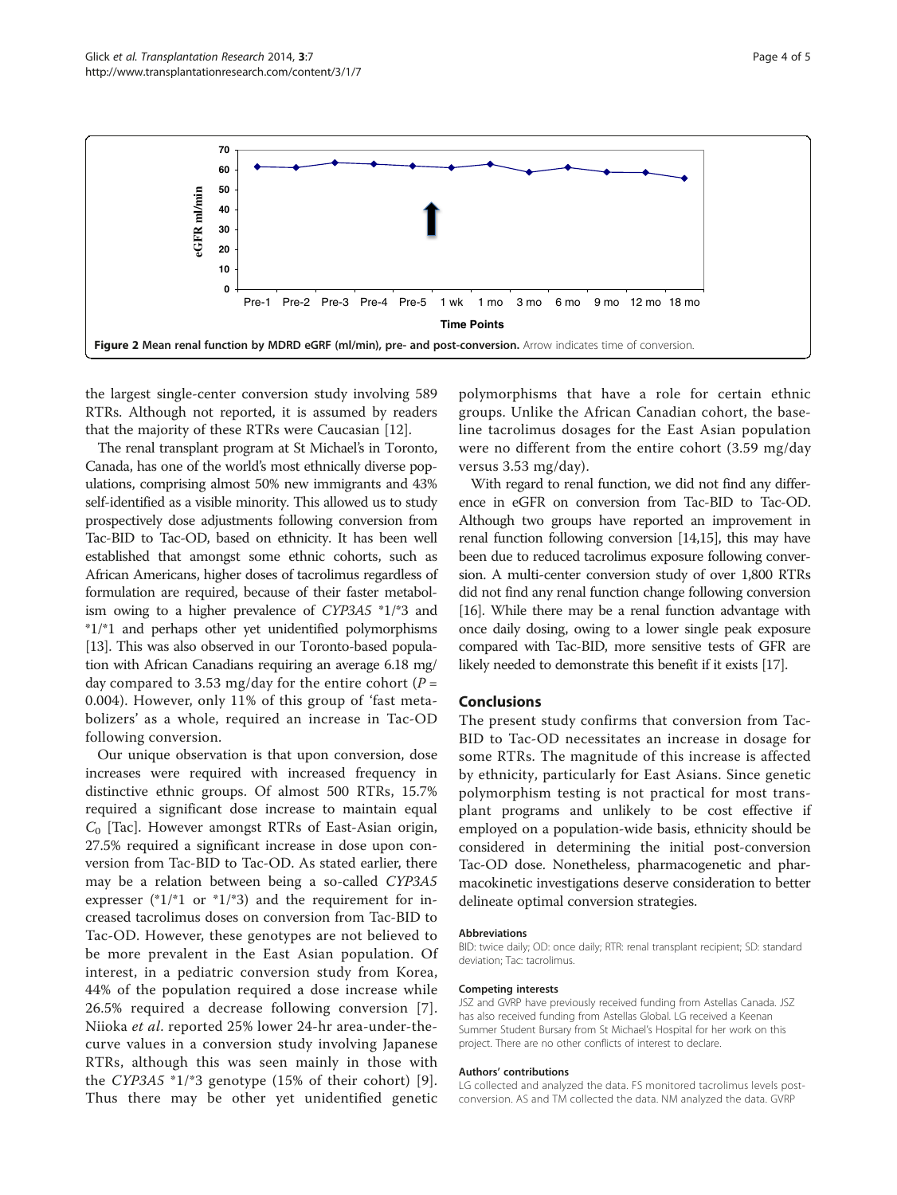Figure 2 Mean renal function by MDRD eGRF (ml/min), pre- and post-conversion. Arrow indicates time of conversion.

the largest single-center conversion study involving 589 RTRs. Although not reported, it is assumed by readers that the majority of these RTRs were Caucasian [12].

The renal transplant program at St Michael's in Toronto, Canada, has one of the world's most ethnically diverse populations, comprising almost 50% new immigrants and 43% self-identified as a visible minority. This allowed us to study prospectively dose adjustments following conversion from Tac-BID to Tac-OD, based on ethnicity. It has been well established that amongst some ethnic cohorts, such as African Americans, higher doses of tacrolimus regardless of formulation are required, because of their faster metabolism owing to a higher prevalence of *CYP3A5* *1/*3 and *1/*1 and perhaps other yet unidentified polymorphisms [13]. This was also observed in our Toronto-based population with African Canadians requiring an average 6.18 mg/day compared to 3.53 mg/day for the entire cohort ($P = 0.004$). However, only 11% of this group of 'fast metabolizers' as a whole, required an increase in Tac-OD following conversion.

Our unique observation is that upon conversion, dose increases were required with increased frequency in distinctive ethnic groups. Of almost 500 RTRs, 15.7% required a significant dose increase to maintain equal $C_0$ [Tac]. However amongst RTRs of East-Asian origin, 27.5% required a significant increase in dose upon conversion from Tac-BID to Tac-OD. As stated earlier, there may be a relation between being a so-called *CYP3A5* expresser (*1/*1 or *1/*3) and the requirement for increased tacrolimus doses on conversion from Tac-BID to Tac-OD. However, these genotypes are not believed to be more prevalent in the East Asian population. Of interest, in a pediatric conversion study from Korea, 44% of the population required a dose increase while 26.5% required a decrease following conversion [7]. Niioka *et al*. reported 25% lower 24-hr area-under-the-curve values in a conversion study involving Japanese RTRs, although this was seen mainly in those with the *CYP3A5* *1/*3 genotype (15% of their cohort) [9]. Thus there may be other yet unidentified genetic polymorphisms that have a role for certain ethnic groups. Unlike the African Canadian cohort, the baseline tacrolimus dosages for the East Asian population were no different from the entire cohort (3.59 mg/day versus 3.53 mg/day).

With regard to renal function, we did not find any difference in eGFR on conversion from Tac-BID to Tac-OD. Although two groups have reported an improvement in renal function following conversion [14,15], this may have been due to reduced tacrolimus exposure following conversion. A multi-center conversion study of over 1,800 RTRs did not find any renal function change following conversion [16]. While there may be a renal function advantage with once daily dosing, owing to a lower single peak exposure compared with Tac-BID, more sensitive tests of GFR are likely needed to demonstrate this benefit if it exists [17].

## Conclusions

The present study confirms that conversion from Tac-BID to Tac-OD necessitates an increase in dosage for some RTRs. The magnitude of this increase is affected by ethnicity, particularly for East Asians. Since genetic polymorphism testing is not practical for most transplant programs and unlikely to be cost effective if employed on a population-wide basis, ethnicity should be considered in determining the initial post-conversion Tac-OD dose. Nonetheless, pharmacogenetic and pharmacokinetic investigations deserve consideration to better delineate optimal conversion strategies.

#### Abbreviations

BID: twice daily; OD: once daily; RTR: renal transplant recipient; SD: standard deviation; Tac: tacrolimus.

#### Competing interests

JSZ and GVRP have previously received funding from Astellas Canada. JSZ has also received funding from Astellas Global. LG received a Keenan Summer Student Bursary from St Michael's Hospital for her work on this project. There are no other conflicts of interest to declare.

#### Authors' contributions

LG collected and analyzed the data. FS monitored tacrolimus levels post-conversion. AS and TM collected the data. NM analyzed the data. GVRP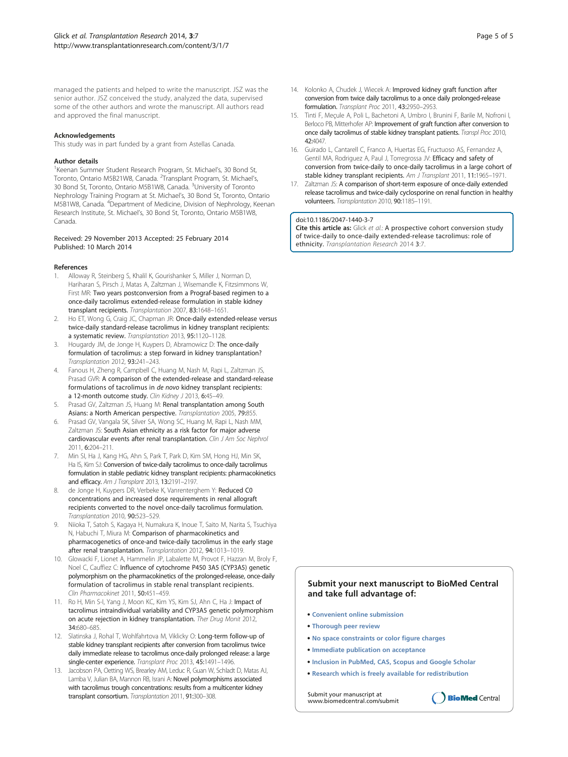managed the patients and helped to write the manuscript. JSZ was the senior author. JSZ conceived the study, analyzed the data, supervised some of the other authors and wrote the manuscript. All authors read and approved the final manuscript.

#### Acknowledgements

This study was in part funded by a grant from Astellas Canada.

#### Author details

[1]Keenan Summer Student Research Program, St. Michael's, 30 Bond St, Toronto, Ontario M5B21W8, Canada. [2]Transplant Program, St. Michael's, 30 Bond St, Toronto, Ontario M5B1W8, Canada. [3]University of Toronto Nephrology Training Program at St. Michael's, 30 Bond St, Toronto, Ontario M5B1W8, Canada. [4]Department of Medicine, Division of Nephrology, Keenan Research Institute, St. Michael's, 30 Bond St, Toronto, Ontario M5B1W8, Canada.

Received: 29 November 2013 Accepted: 25 February 2014
Published: 10 March 2014

#### References

1. Alloway R, Steinberg S, Khalil K, Gourishanker S, Miller J, Norman D, Hariharan S, Pirsch J, Matas A, Zaltzman J, Wisemandle K, Fitzsimmons W, First MR: **Two years postconversion from a Prograf-based regimen to a once-daily tacrolimus extended-release formulation in stable kidney transplant recipients.** *Transplantation* 2007, **83:**1648–1651.
2. Ho ET, Wong G, Craig JC, Chapman JR: **Once-daily extended-release versus twice-daily standard-release tacrolimus in kidney transplant recipients: a systematic review.** *Transplantation* 2013, **95:**1120–1128.
3. Hougardy JM, de Jonge H, Kuypers D, Abramowicz D: **The once-daily formulation of tacrolimus: a step forward in kidney transplantation?** *Transplantation* 2012, **93:**241–243.
4. Fanous H, Zheng R, Campbell C, Huang M, Nash M, Rapi L, Zaltzman JS, Prasad GVR: **A comparison of the extended-release and standard-release formulations of tacrolimus in *de novo* kidney transplant recipients: a 12-month outcome study.** *Clin Kidney J* 2013, **6:**45–49.
5. Prasad GV, Zaltzman JS, Huang M: **Renal transplantation among South Asians: a North American perspective.** *Transplantation* 2005, **79:**855.
6. Prasad GV, Vangala SK, Silver SA, Wong SC, Huang M, Rapi L, Nash MM, Zaltzman JS: **South Asian ethnicity as a risk factor for major adverse cardiovascular events after renal transplantation.** *Clin J Am Soc Nephrol* 2011, **6:**204–211.
7. Min SI, Ha J, Kang HG, Ahn S, Park T, Park D, Kim SM, Hong HJ, Min SK, Ha IS, Kim SJ: **Conversion of twice-daily tacrolimus to once-daily tacrolimus formulation in stable pediatric kidney transplant recipients: pharmacokinetics and efficacy.** *Am J Transplant* 2013, **13:**2191–2197.
8. de Jonge H, Kuypers DR, Verbeke K, Vanrenterghem Y: **Reduced C0 concentrations and increased dose requirements in renal allograft recipients converted to the novel once-daily tacrolimus formulation.** *Transplantation* 2010, **90:**523–529.
9. Niioka T, Satoh S, Kagaya H, Numakura K, Inoue T, Saito M, Narita S, Tsuchiya N, Habuchi T, Miura M: **Comparison of pharmacokinetics and pharmacogenetics of once-and twice-daily tacrolimus in the early stage after renal transplantation.** *Transplantation* 2012, **94:**1013–1019.
10. Glowacki F, Lionet A, Hammelin JP, Labalette M, Provot F, Hazzan M, Broly F, Noel C, Cauffiez C: **Influence of cytochrome P450 3A5 (CYP3A5) genetic polymorphism on the pharmacokinetics of the prolonged-release, once-daily formulation of tacrolimus in stable renal transplant recipients.** *Clin Pharmacokinet* 2011, **50:**451–459.
11. Ro H, Min S-I, Yang J, Moon KC, Kim YS, Kim SJ, Ahn C, Ha J: **Impact of tacrolimus intraindividual variability and CYP3A5 genetic polymorphism on acute rejection in kidney transplantation.** *Ther Drug Monit* 2012, **34:**680–685.
12. Slatinska J, Rohal T, Wohlfahrtova M, Viklicky O: **Long-term follow-up of stable kidney transplant recipients after conversion from tacrolimus twice daily immediate release to tacrolimus once-daily prolonged release: a large single-center experience.** *Transplant Proc* 2013, **45:**1491–1496.
13. Jacobson PA, Oetting WS, Brearley AM, Leduc R, Guan W, Schladt D, Matas AJ, Lamba V, Julian BA, Mannon RB, Israni A: **Novel polymorphisms associated with tacrolimus trough concentrations: results from a multicenter kidney transplant consortium.** *Transplantation* 2011, **91:**300–308.
14. Kolonko A, Chudek J, Wiecek A: **Improved kidney graft function after conversion from twice daily tacrolimus to a once daily prolonged-release formulation.** *Transplant Proc* 2011, **43:**2950–2953.
15. Tinti F, Meçule A, Poli L, Bachetoni A, Umbro I, Brunini F, Barile M, Nofroni I, Berloco PB, Mitterhofer AP: **Improvement of graft function after conversion to once daily tacrolimus of stable kidney transplant patients.** *Transpl Proc* 2010, **42:**4047.
16. Guirado L, Cantarell C, Franco A, Huertas EG, Fructuoso AS, Fernandez A, Gentil MA, Rodriguez A, Paul J, Torregrossa JV: **Efficacy and safety of conversion from twice-daily to once-daily tacrolimus in a large cohort of stable kidney transplant recipients.** *Am J Transplant* 2011, **11:**1965–1971.
17. Zaltzman JS: **A comparison of short-term exposure of once-daily extended release tacrolimus and twice-daily cyclosporine on renal function in healthy volunteers.** *Transplantation* 2010, **90:**1185–1191.

doi:10.1186/2047-1440-3-7
**Cite this article as:** Glick *et al.*: A prospective cohort conversion study of twice-daily to once-daily extended-release tacrolimus: role of ethnicity. *Transplantation Research* 2014 **3**:7.